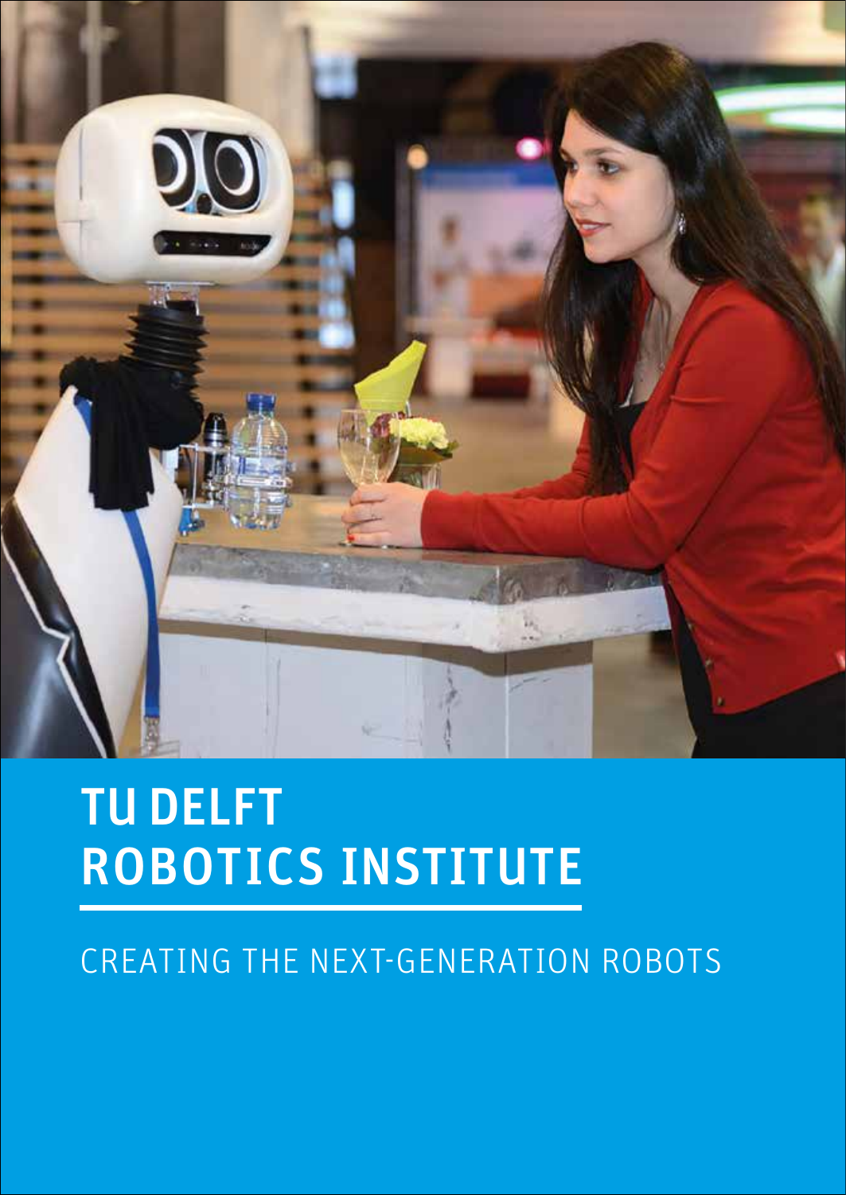# TU DELFT ROBOTICS INSTITUTE

CREATING THE NEXT-GENERATION ROBOTS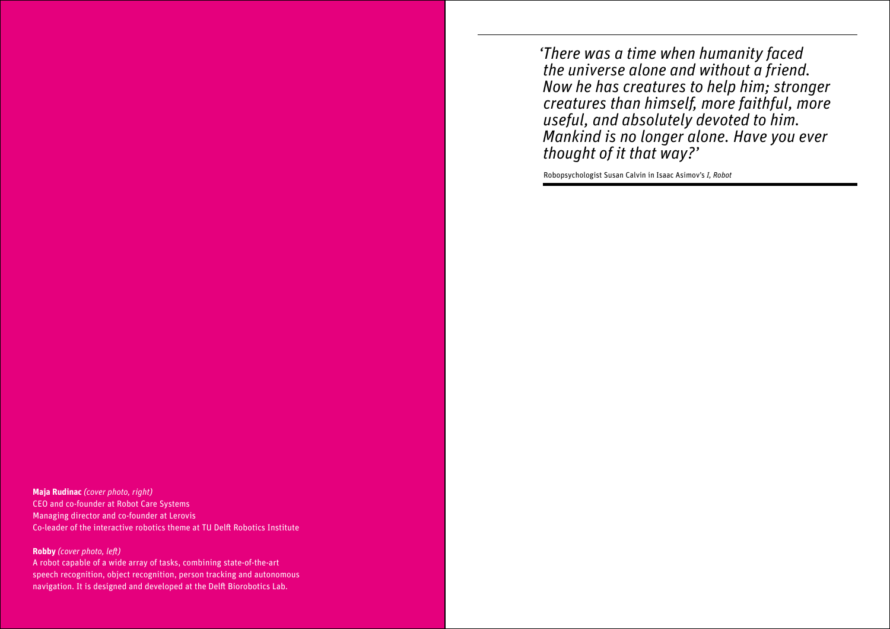**Maja Rudinac** *(cover photo, right)*
CEO and co-founder at Robot Care Systems
Managing director and co-founder at Lerovis
Co-leader of the interactive robotics theme at TU Delft Robotics Institute

**Robby** *(cover photo, left)*
A robot capable of a wide array of tasks, combining state-of-the-art speech recognition, object recognition, person tracking and autonomous navigation. It is designed and developed at the Delft Biorobotics Lab.

---

*'There was a time when humanity faced the universe alone and without a friend. Now he has creatures to help him; stronger creatures than himself, more faithful, more useful, and absolutely devoted to him. Mankind is no longer alone. Have you ever thought of it that way?'*

Robopsychologist Susan Calvin in Isaac Asimov's *I, Robot*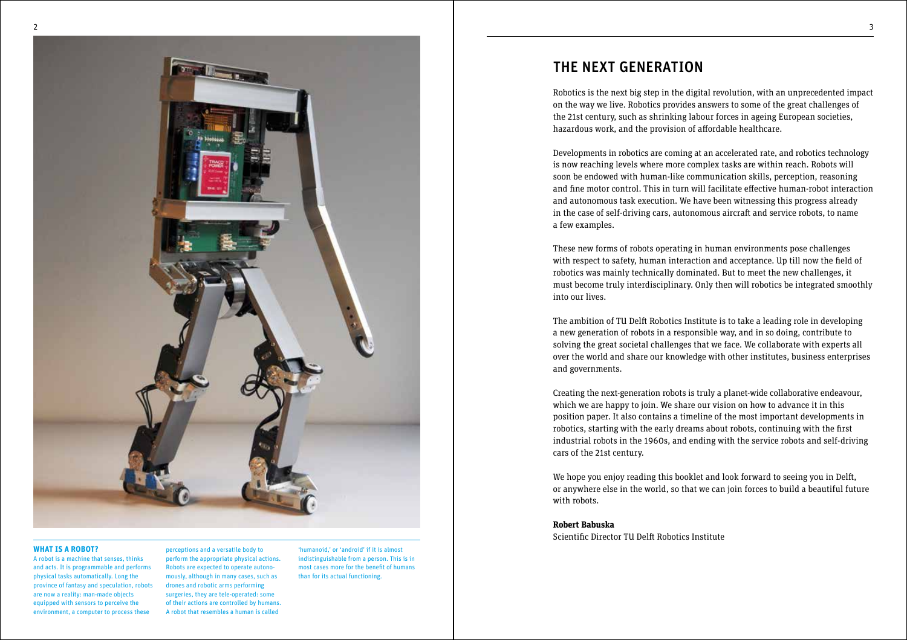**WHAT IS A ROBOT?**

A robot is a machine that senses, thinks and acts. It is programmable and performs physical tasks automatically. Long the province of fantasy and speculation, robots are now a reality: man-made objects equipped with sensors to perceive the environment, a computer to process these perceptions and a versatile body to perform the appropriate physical actions. Robots are expected to operate autonomously, although in many cases, such as drones and robotic arms performing surgeries, they are tele-operated: some of their actions are controlled by humans. A robot that resembles a human is called 'humanoid,' or 'android' if it is almost indistinguishable from a person. This is in most cases more for the benefit of humans than for its actual functioning.

# THE NEXT GENERATION

Robotics is the next big step in the digital revolution, with an unprecedented impact on the way we live. Robotics provides answers to some of the great challenges of the 21st century, such as shrinking labour forces in ageing European societies, hazardous work, and the provision of affordable healthcare.

Developments in robotics are coming at an accelerated rate, and robotics technology is now reaching levels where more complex tasks are within reach. Robots will soon be endowed with human-like communication skills, perception, reasoning and fine motor control. This in turn will facilitate effective human-robot interaction and autonomous task execution. We have been witnessing this progress already in the case of self-driving cars, autonomous aircraft and service robots, to name a few examples.

These new forms of robots operating in human environments pose challenges with respect to safety, human interaction and acceptance. Up till now the field of robotics was mainly technically dominated. But to meet the new challenges, it must become truly interdisciplinary. Only then will robotics be integrated smoothly into our lives.

The ambition of TU Delft Robotics Institute is to take a leading role in developing a new generation of robots in a responsible way, and in so doing, contribute to solving the great societal challenges that we face. We collaborate with experts all over the world and share our knowledge with other institutes, business enterprises and governments.

Creating the next-generation robots is truly a planet-wide collaborative endeavour, which we are happy to join. We share our vision on how to advance it in this position paper. It also contains a timeline of the most important developments in robotics, starting with the early dreams about robots, continuing with the first industrial robots in the 1960s, and ending with the service robots and self-driving cars of the 21st century.

We hope you enjoy reading this booklet and look forward to seeing you in Delft, or anywhere else in the world, so that we can join forces to build a beautiful future with robots.

**Robert Babuska**
Scientific Director TU Delft Robotics Institute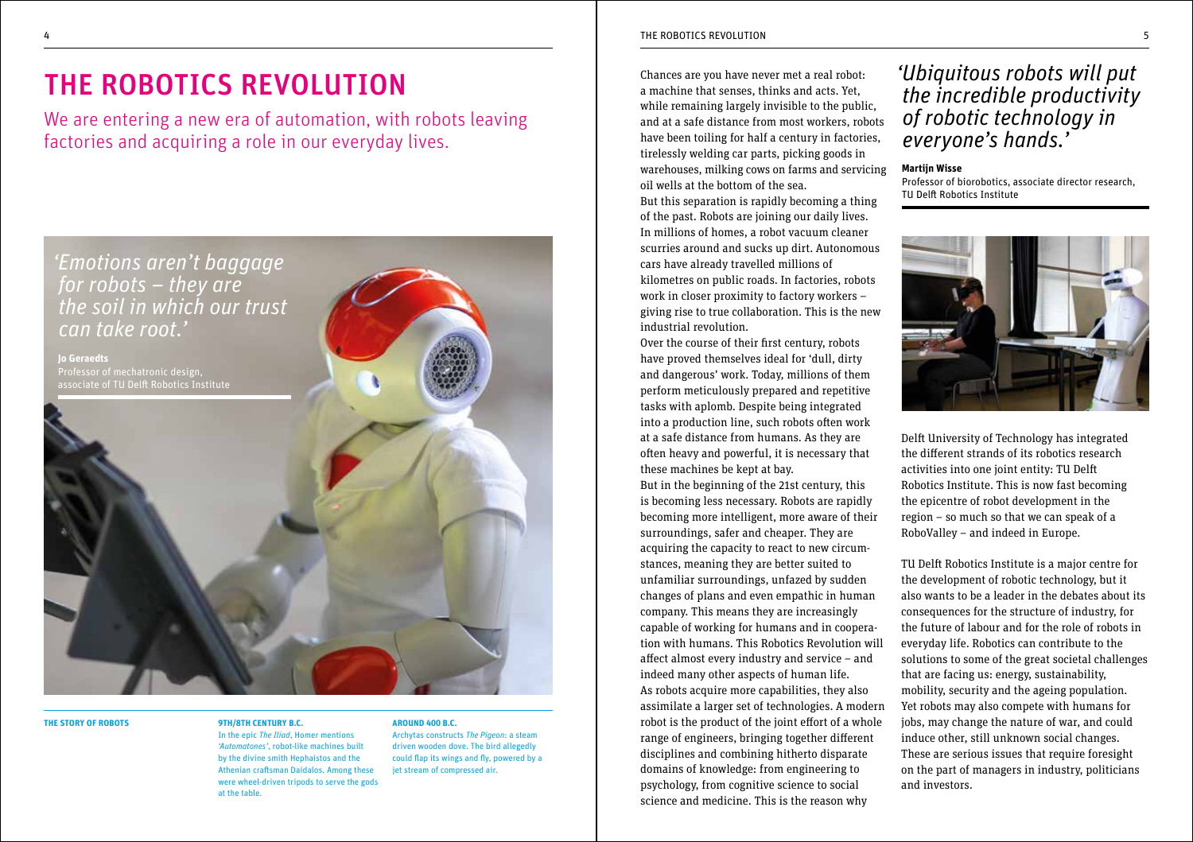# THE ROBOTICS REVOLUTION

We are entering a new era of automation, with robots leaving factories and acquiring a role in our everyday lives.

*'Emotions aren't baggage for robots – they are the soil in which our trust can take root.'*

**Jo Geraedts**
Professor of mechatronic design, associate of TU Delft Robotics Institute

**THE STORY OF ROBOTS**

**9TH/8TH CENTURY B.C.**
In the epic *The Iliad*, Homer mentions *'Automatones'*, robot-like machines built by the divine smith Hephaistos and the Athenian craftsman Daidalos. Among these were wheel-driven tripods to serve the gods at the table.

**AROUND 400 B.C.**
Archytas constructs *The Pigeon*: a steam driven wooden dove. The bird allegedly could flap its wings and fly, powered by a jet stream of compressed air.

Chances are you have never met a real robot: a machine that senses, thinks and acts. Yet, while remaining largely invisible to the public, and at a safe distance from most workers, robots have been toiling for half a century in factories, tirelessly welding car parts, picking goods in warehouses, milking cows on farms and servicing oil wells at the bottom of the sea.

But this separation is rapidly becoming a thing of the past. Robots are joining our daily lives. In millions of homes, a robot vacuum cleaner scurries around and sucks up dirt. Autonomous cars have already travelled millions of kilometres on public roads. In factories, robots work in closer proximity to factory workers – giving rise to true collaboration. This is the new industrial revolution.

Over the course of their first century, robots have proved themselves ideal for 'dull, dirty and dangerous' work. Today, millions of them perform meticulously prepared and repetitive tasks with aplomb. Despite being integrated into a production line, such robots often work at a safe distance from humans. As they are often heavy and powerful, it is necessary that these machines be kept at bay.

But in the beginning of the 21st century, this is becoming less necessary. Robots are rapidly becoming more intelligent, more aware of their surroundings, safer and cheaper. They are acquiring the capacity to react to new circumstances, meaning they are better suited to unfamiliar surroundings, unfazed by sudden changes of plans and even empathic in human company. This means they are increasingly capable of working for humans and in cooperation with humans. This Robotics Revolution will affect almost every industry and service – and indeed many other aspects of human life.

As robots acquire more capabilities, they also assimilate a larger set of technologies. A modern robot is the product of the joint effort of a whole range of engineers, bringing together different disciplines and combining hitherto disparate domains of knowledge: from engineering to psychology, from cognitive science to social science and medicine. This is the reason why

*'Ubiquitous robots will put the incredible productivity of robotic technology in everyone's hands.'*

**Martijn Wisse**
Professor of biorobotics, associate director research, TU Delft Robotics Institute

Delft University of Technology has integrated the different strands of its robotics research activities into one joint entity: TU Delft Robotics Institute. This is now fast becoming the epicentre of robot development in the region – so much so that we can speak of a RoboValley – and indeed in Europe.

TU Delft Robotics Institute is a major centre for the development of robotic technology, but it also wants to be a leader in the debates about its consequences for the structure of industry, for the future of labour and for the role of robots in everyday life. Robotics can contribute to the solutions to some of the great societal challenges that are facing us: energy, sustainability, mobility, security and the ageing population. Yet robots may also compete with humans for jobs, may change the nature of war, and could induce other, still unknown social changes. These are serious issues that require foresight on the part of managers in industry, politicians and investors.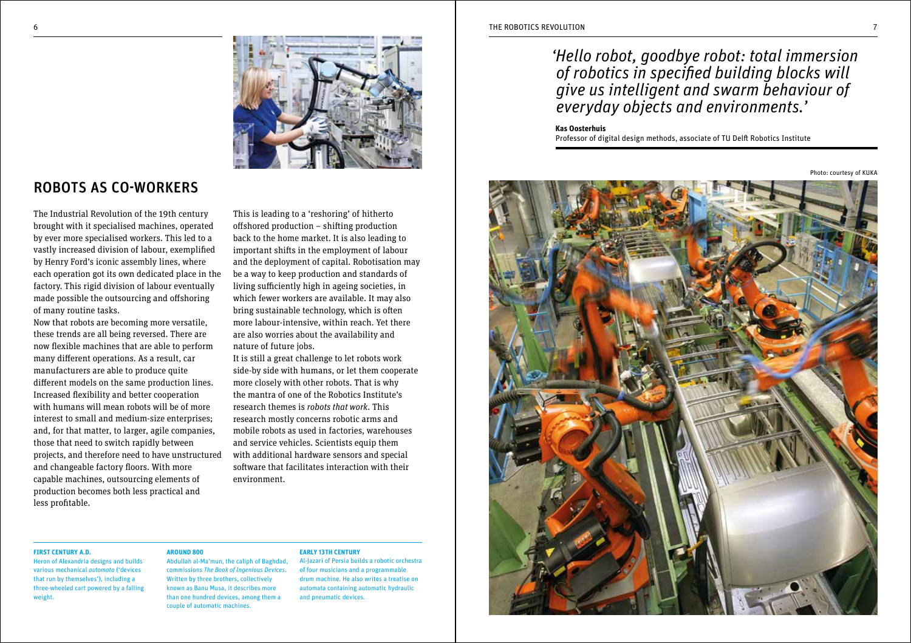## ROBOTS AS CO-WORKERS

The Industrial Revolution of the 19th century brought with it specialised machines, operated by ever more specialised workers. This led to a vastly increased division of labour, exemplified by Henry Ford's iconic assembly lines, where each operation got its own dedicated place in the factory. This rigid division of labour eventually made possible the outsourcing and offshoring of many routine tasks.

Now that robots are becoming more versatile, these trends are all being reversed. There are now flexible machines that are able to perform many different operations. As a result, car manufacturers are able to produce quite different models on the same production lines. Increased flexibility and better cooperation with humans will mean robots will be of more interest to small and medium-size enterprises; and, for that matter, to larger, agile companies, those that need to switch rapidly between projects, and therefore need to have unstructured and changeable factory floors. With more capable machines, outsourcing elements of production becomes both less practical and less profitable.

This is leading to a 'reshoring' of hitherto offshored production – shifting production back to the home market. It is also leading to important shifts in the employment of labour and the deployment of capital. Robotisation may be a way to keep production and standards of living sufficiently high in ageing societies, in which fewer workers are available. It may also bring sustainable technology, which is often more labour-intensive, within reach. Yet there are also worries about the availability and nature of future jobs.

It is still a great challenge to let robots work side-by side with humans, or let them cooperate more closely with other robots. That is why the mantra of one of the Robotics Institute's research themes is *robots that work*. This research mostly concerns robotic arms and mobile robots as used in factories, warehouses and service vehicles. Scientists equip them with additional hardware sensors and special software that facilitates interaction with their environment.

**FIRST CENTURY A.D.**
Heron of Alexandria designs and builds various mechanical *automata* ('devices that run by themselves'), including a three-wheeled cart powered by a falling weight.

**AROUND 800**
Abdullah al-Ma'mun, the caliph of Baghdad, commissions *The Book of Ingenious Devices*. Written by three brothers, collectively known as Banu Musa, it describes more than one hundred devices, among them a couple of automatic machines.

**EARLY 13TH CENTURY**
Al-Jazari of Persia builds a robotic orchestra of four musicians and a programmable drum machine. He also writes a treatise on automata containing automatic hydraulic and pneumatic devices.

*'Hello robot, goodbye robot: total immersion of robotics in specified building blocks will give us intelligent and swarm behaviour of everyday objects and environments.'*

**Kas Oosterhuis**
Professor of digital design methods, associate of TU Delft Robotics Institute

Photo: courtesy of KUKA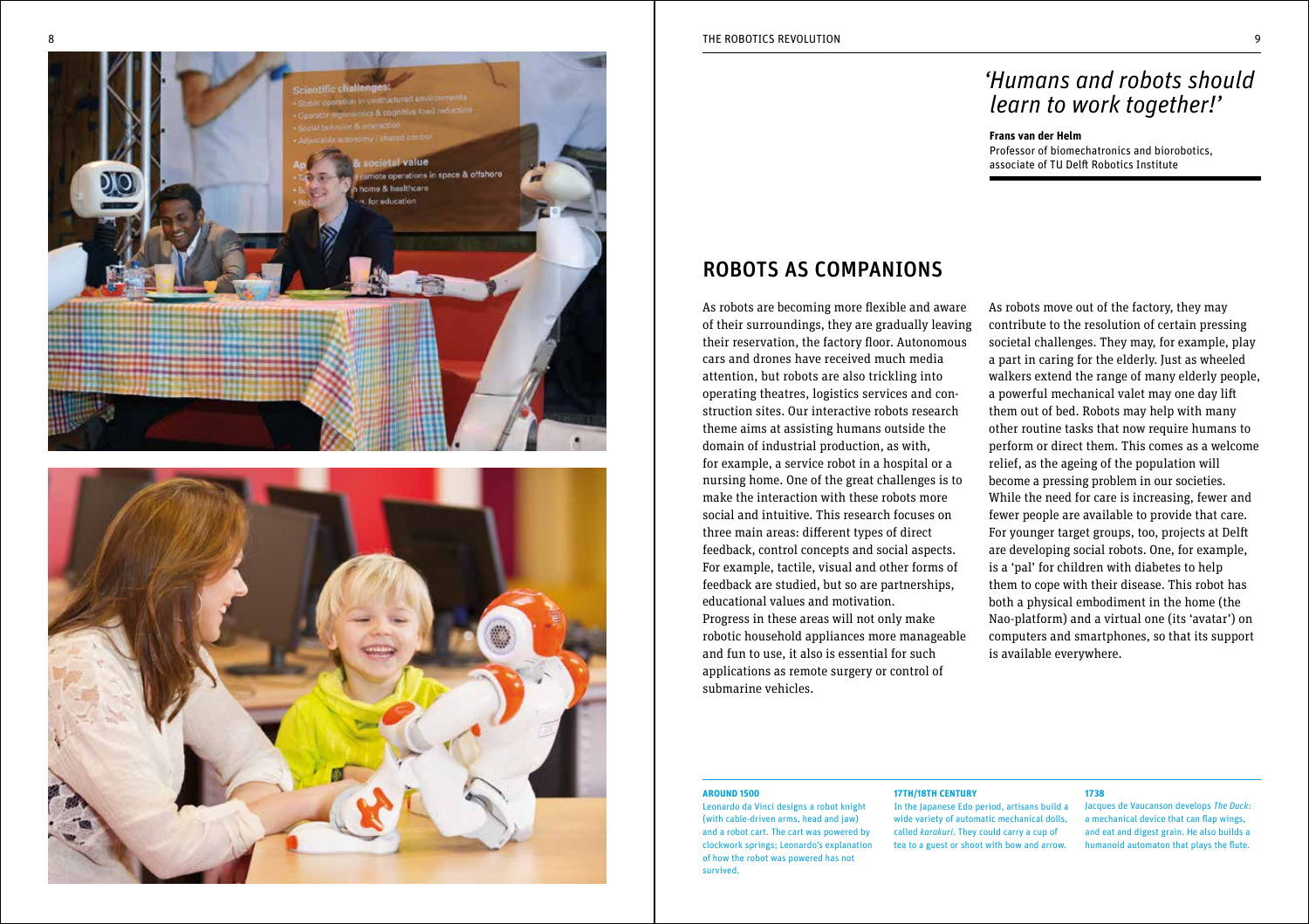*'Humans and robots should learn to work together!'*

**Frans van der Helm**
Professor of biomechatronics and biorobotics, associate of TU Delft Robotics Institute

## ROBOTS AS COMPANIONS

As robots are becoming more flexible and aware of their surroundings, they are gradually leaving their reservation, the factory floor. Autonomous cars and drones have received much media attention, but robots are also trickling into operating theatres, logistics services and construction sites. Our interactive robots research theme aims at assisting humans outside the domain of industrial production, as with, for example, a service robot in a hospital or a nursing home. One of the great challenges is to make the interaction with these robots more social and intuitive. This research focuses on three main areas: different types of direct feedback, control concepts and social aspects. For example, tactile, visual and other forms of feedback are studied, but so are partnerships, educational values and motivation.
Progress in these areas will not only make robotic household appliances more manageable and fun to use, it also is essential for such applications as remote surgery or control of submarine vehicles.

As robots move out of the factory, they may contribute to the resolution of certain pressing societal challenges. They may, for example, play a part in caring for the elderly. Just as wheeled walkers extend the range of many elderly people, a powerful mechanical valet may one day lift them out of bed. Robots may help with many other routine tasks that now require humans to perform or direct them. This comes as a welcome relief, as the ageing of the population will become a pressing problem in our societies. While the need for care is increasing, fewer and fewer people are available to provide that care. For younger target groups, too, projects at Delft are developing social robots. One, for example, is a 'pal' for children with diabetes to help them to cope with their disease. This robot has both a physical embodiment in the home (the Nao-platform) and a virtual one (its 'avatar') on computers and smartphones, so that its support is available everywhere.

**AROUND 1500**
Leonardo da Vinci designs a robot knight (with cable-driven arms, head and jaw) and a robot cart. The cart was powered by clockwork springs; Leonardo's explanation of how the robot was powered has not survived.

**17TH/18TH CENTURY**
In the Japanese Edo period, artisans build a wide variety of automatic mechanical dolls, called *karakuri*. They could carry a cup of tea to a guest or shoot with bow and arrow.

**1738**
Jacques de Vaucanson develops *The Duck*: a mechanical device that can flap wings, and eat and digest grain. He also builds a humanoid automaton that plays the flute.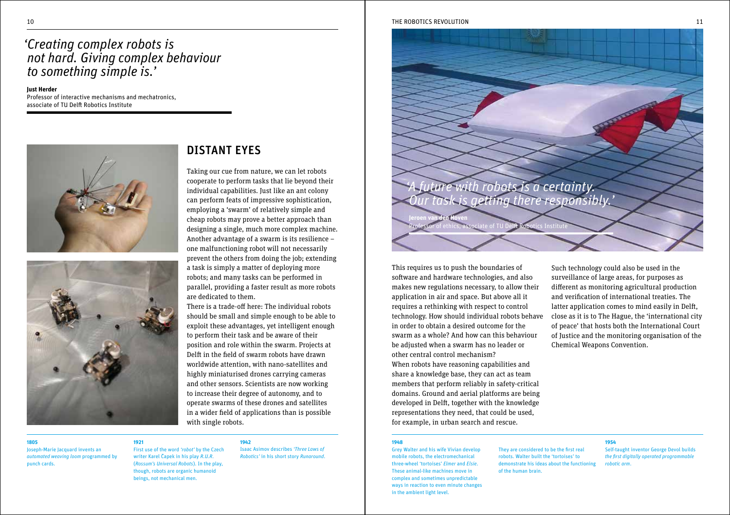*'Creating complex robots is not hard. Giving complex behaviour to something simple is.'*

**Just Herder**
Professor of interactive mechanisms and mechatronics, associate of TU Delft Robotics Institute

## DISTANT EYES

Taking our cue from nature, we can let robots cooperate to perform tasks that lie beyond their individual capabilities. Just like an ant colony can perform feats of impressive sophistication, employing a 'swarm' of relatively simple and cheap robots may prove a better approach than designing a single, much more complex machine. Another advantage of a swarm is its resilience – one malfunctioning robot will not necessarily prevent the others from doing the job; extending a task is simply a matter of deploying more robots; and many tasks can be performed in parallel, providing a faster result as more robots are dedicated to them.

There is a trade-off here: The individual robots should be small and simple enough to be able to exploit these advantages, yet intelligent enough to perform their task and be aware of their position and role within the swarm. Projects at Delft in the field of swarm robots have drawn worldwide attention, with nano-satellites and highly miniaturised drones carrying cameras and other sensors. Scientists are now working to increase their degree of autonomy, and to operate swarms of these drones and satellites in a wider field of applications than is possible with single robots.

*'A future with robots is a certainty. Our task is getting there responsibly.'*

**Jeroen van den Hoven**
Professor of ethics, associate of TU Delft Robotics Institute

This requires us to push the boundaries of software and hardware technologies, and also makes new regulations necessary, to allow their application in air and space. But above all it requires a rethinking with respect to control technology. How should individual robots behave in order to obtain a desired outcome for the swarm as a whole? And how can this behaviour be adjusted when a swarm has no leader or other central control mechanism?

When robots have reasoning capabilities and share a knowledge base, they can act as team members that perform reliably in safety-critical domains. Ground and aerial platforms are being developed in Delft, together with the knowledge representations they need, that could be used, for example, in urban search and rescue.

Such technology could also be used in the surveillance of large areas, for purposes as different as monitoring agricultural production and verification of international treaties. The latter application comes to mind easily in Delft, close as it is to The Hague, the 'international city of peace' that hosts both the International Court of Justice and the monitoring organisation of the Chemical Weapons Convention.

**1805**
Joseph-Marie Jacquard invents an *automated weaving loom* programmed by punch cards.

**1921**
First use of the word *'robot'* by the Czech writer Karel Čapek in his play *R.U.R.* (*Rossum's Universal Robots*). In the play, though, robots are organic humanoid beings, not mechanical men.

**1942**
Isaac Asimov describes *'Three Laws of Robotics'* in his short story *Runaround*.

**1948**
Grey Walter and his wife Vivian develop mobile robots, the electromechanical three-wheel 'tortoises' *Elmer* and *Elsie*. These animal-like machines move in complex and sometimes unpredictable ways in reaction to even minute changes in the ambient light level. They are considered to be the first real robots. Walter built the 'tortoises' to demonstrate his ideas about the functioning of the human brain.

**1954**
Self-taught inventor George Devol builds *the first digitally operated programmable robotic arm*.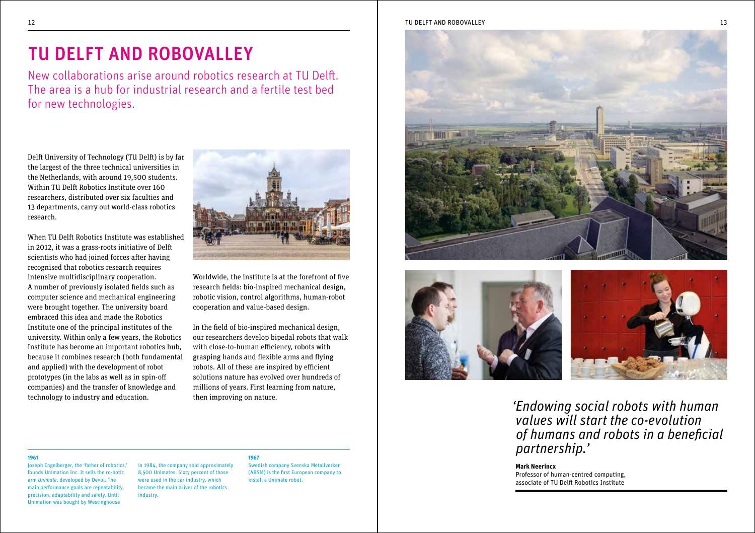# TU DELFT AND ROBOVALLEY

New collaborations arise around robotics research at TU Delft. The area is a hub for industrial research and a fertile test bed for new technologies.

Delft University of Technology (TU Delft) is by far the largest of the three technical universities in the Netherlands, with around 19,500 students. Within TU Delft Robotics Institute over 160 researchers, distributed over six faculties and 13 departments, carry out world-class robotics research.

When TU Delft Robotics Institute was established in 2012, it was a grass-roots initiative of Delft scientists who had joined forces after having recognised that robotics research requires intensive multidisciplinary cooperation. A number of previously isolated fields such as computer science and mechanical engineering were brought together. The university board embraced this idea and made the Robotics Institute one of the principal institutes of the university. Within only a few years, the Robotics Institute has become an important robotics hub, because it combines research (both fundamental and applied) with the development of robot prototypes (in the labs as well as in spin-off companies) and the transfer of knowledge and technology to industry and education.

Worldwide, the institute is at the forefront of five research fields: bio-inspired mechanical design, robotic vision, control algorithms, human-robot cooperation and value-based design.

In the field of bio-inspired mechanical design, our researchers develop bipedal robots that walk with close-to-human efficiency, robots with grasping hands and flexible arms and flying robots. All of these are inspired by efficient solutions nature has evolved over hundreds of millions of years. First learning from nature, then improving on nature.

**1961**

Joseph Engelberger, the 'father of robotics,' founds Unimation Inc. It sells the ro-botic arm *Unimate*, developed by Devol. The main performance goals are repeatability, precision, adaptability and safety. Until Unimation was bought by Westinghouse in 1984, the company sold approximately 8,500 Unimates. Sixty percent of those were used in the car industry, which became the main driver of the robotics industry.

**1967**

Swedish company Svenska Metallverken (ABSM) is the first European company to install a Unimate robot.

*'Endowing social robots with human values will start the co-evolution of humans and robots in a beneficial partnership.'*

**Mark Neerincx**
Professor of human-centred computing, associate of TU Delft Robotics Institute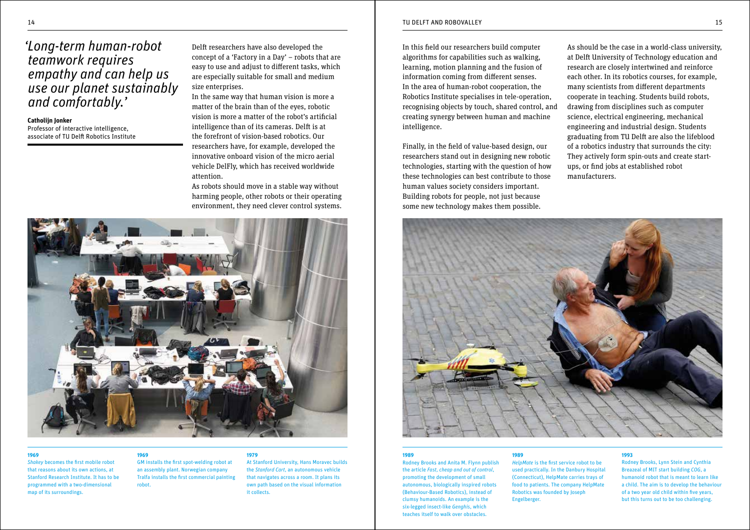*'Long-term human-robot teamwork requires empathy and can help us use our planet sustainably and comfortably.'*

**Catholijn Jonker**
Professor of interactive intelligence, associate of TU Delft Robotics Institute

Delft researchers have also developed the concept of a 'Factory in a Day' – robots that are easy to use and adjust to different tasks, which are especially suitable for small and medium size enterprises.

In the same way that human vision is more a matter of the brain than of the eyes, robotic vision is more a matter of the robot's artificial intelligence than of its cameras. Delft is at the forefront of vision-based robotics. Our researchers have, for example, developed the innovative onboard vision of the micro aerial vehicle DelFly, which has received worldwide attention.

As robots should move in a stable way without harming people, other robots or their operating environment, they need clever control systems. In this field our researchers build computer algorithms for capabilities such as walking, learning, motion planning and the fusion of information coming from different senses.

In the area of human-robot cooperation, the Robotics Institute specialises in tele-operation, recognising objects by touch, shared control, and creating synergy between human and machine intelligence.

Finally, in the field of value-based design, our researchers stand out in designing new robotic technologies, starting with the question of how these technologies can best contribute to those human values society considers important. Building robots for people, not just because some new technology makes them possible.

As should be the case in a world-class university, at Delft University of Technology education and research are closely intertwined and reinforce each other. In its robotics courses, for example, many scientists from different departments cooperate in teaching. Students build robots, drawing from disciplines such as computer science, electrical engineering, mechanical engineering and industrial design. Students graduating from TU Delft are also the lifeblood of a robotics industry that surrounds the city: They actively form spin-outs and create start-ups, or find jobs at established robot manufacturers.

**1969**
*Shakey* becomes the first mobile robot that reasons about its own actions, at Stanford Research Institute. It has to be programmed with a two-dimensional map of its surroundings.

**1969**
GM installs the first spot-welding robot at an assembly plant. Norwegian company Tralfa installs the first commercial painting robot.

**1979**
At Stanford University, Hans Moravec builds the *Stanford Cart*, an autonomous vehicle that navigates across a room. It plans its own path based on the visual information it collects.

**1989**
Rodney Brooks and Anita M. Flynn publish the article *Fast, cheap and out of control*, promoting the development of small autonomous, biologically inspired robots (Behaviour-Based Robotics), instead of clumsy humanoids. An example is the six-legged insect-like *Genghis*, which teaches itself to walk over obstacles.

**1989**
*HelpMate* is the first service robot to be used practically. In the Danbury Hospital (Connecticut), HelpMate carries trays of food to patients. The company HelpMate Robotics was founded by Joseph Engelberger.

**1993**
Rodney Brooks, Lynn Stein and Cynthia Breazeal of MIT start building *COG*, a humanoid robot that is meant to learn like a child. The aim is to develop the behaviour of a two year old child within five years, but this turns out to be too challenging.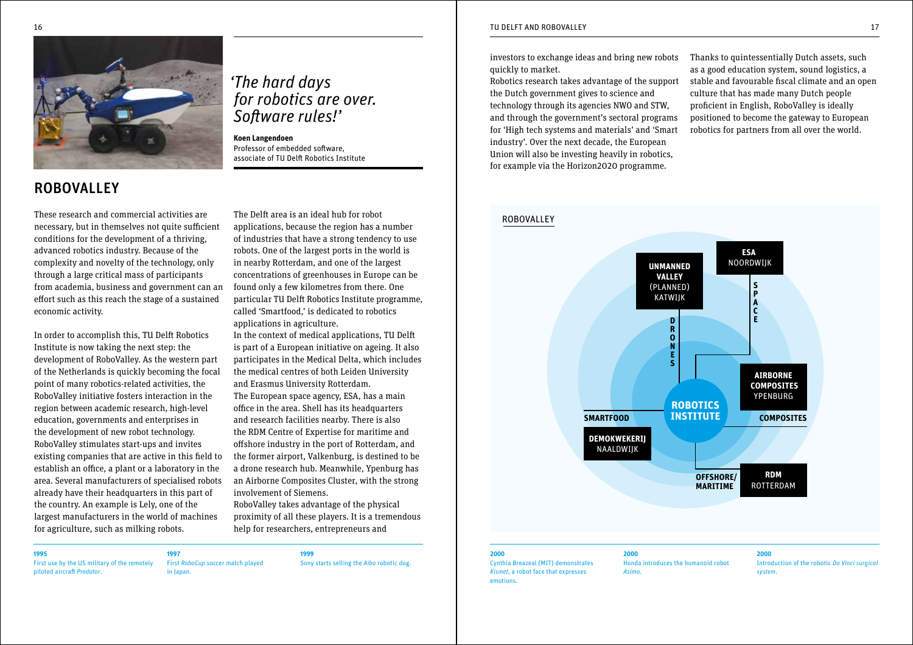*'The hard days for robotics are over. Software rules!'*

**Koen Langendoen**
Professor of embedded software, associate of TU Delft Robotics Institute

## ROBOVALLEY

These research and commercial activities are necessary, but in themselves not quite sufficient conditions for the development of a thriving, advanced robotics industry. Because of the complexity and novelty of the technology, only through a large critical mass of participants from academia, business and government can an effort such as this reach the stage of a sustained economic activity.

In order to accomplish this, TU Delft Robotics Institute is now taking the next step: the development of RoboValley. As the western part of the Netherlands is quickly becoming the focal point of many robotics-related activities, the RoboValley initiative fosters interaction in the region between academic research, high-level education, governments and enterprises in the development of new robot technology. RoboValley stimulates start-ups and invites existing companies that are active in this field to establish an office, a plant or a laboratory in the area. Several manufacturers of specialised robots already have their headquarters in this part of the country. An example is Lely, one of the largest manufacturers in the world of machines for agriculture, such as milking robots.

The Delft area is an ideal hub for robot applications, because the region has a number of industries that have a strong tendency to use robots. One of the largest ports in the world is in nearby Rotterdam, and one of the largest concentrations of greenhouses in Europe can be found only a few kilometres from there. One particular TU Delft Robotics Institute programme, called 'Smartfood,' is dedicated to robotics applications in agriculture.
In the context of medical applications, TU Delft is part of a European initiative on ageing. It also participates in the Medical Delta, which includes the medical centres of both Leiden University and Erasmus University Rotterdam.
The European space agency, ESA, has a main office in the area. Shell has its headquarters and research facilities nearby. There is also the RDM Centre of Expertise for maritime and offshore industry in the port of Rotterdam, and the former airport, Valkenburg, is destined to be a drone research hub. Meanwhile, Ypenburg has an Airborne Composites Cluster, with the strong involvement of Siemens.
RoboValley takes advantage of the physical proximity of all these players. It is a tremendous help for researchers, entrepreneurs and investors to exchange ideas and bring new robots quickly to market.
Robotics research takes advantage of the support the Dutch government gives to science and technology through its agencies NWO and STW, and through the government's sectoral programs for 'High tech systems and materials' and 'Smart industry'. Over the next decade, the European Union will also be investing heavily in robotics, for example via the Horizon2020 programme.

Thanks to quintessentially Dutch assets, such as a good education system, sound logistics, a stable and favourable fiscal climate and an open culture that has made many Dutch people proficient in English, RoboValley is ideally positioned to become the gateway to European robotics for partners from all over the world.

ROBOVALLEY

ROBOTICS INSTITUTE — UNMANNED VALLEY (PLANNED) KATWIJK (DRONES); ESA NOORDWIJK (SPACE); AIRBORNE COMPOSITES YPENBURG (COMPOSITES); RDM ROTTERDAM (OFFSHORE/MARITIME); DEMOKWEKERIJ NAALDWIJK (SMARTFOOD)

**1995**
First use by the US military of the remotely piloted aircraft *Predator*.

**1997**
First *RoboCup* soccer match played in Japan.

**1999**
Sony starts selling the *Aibo* robotic dog.

**2000**
Cynthia Breazeal (MIT) demonstrates *Kismet*, a robot face that expresses emotions.

**2000**
Honda introduces the humanoid robot *Asimo*.

**2000**
Introduction of the robotic *Da Vinci surgical system*.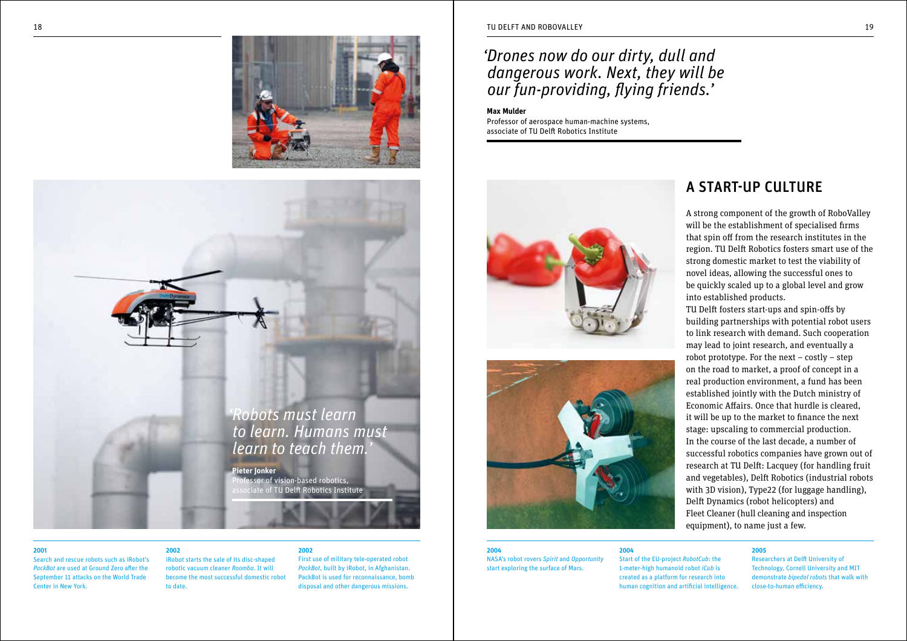*'Robots must learn to learn. Humans must learn to teach them.'*

**Pieter Jonker**
Professor of vision-based robotics, associate of TU Delft Robotics Institute

**2001**
Search and rescue robots such as iRobot's *PackBot* are used at Ground Zero after the September 11 attacks on the World Trade Center in New York.

**2002**
iRobot starts the sale of its disc-shaped robotic vacuum cleaner *Roomba*. It will become the most successful domestic robot to date.

**2002**
First use of military tele-operated robot *PackBot*, built by iRobot, in Afghanistan. PackBot is used for reconnaissance, bomb disposal and other dangerous missions.

*'Drones now do our dirty, dull and dangerous work. Next, they will be our fun-providing, flying friends.'*

**Max Mulder**
Professor of aerospace human-machine systems, associate of TU Delft Robotics Institute

## A START-UP CULTURE

A strong component of the growth of RoboValley will be the establishment of specialised firms that spin off from the research institutes in the region. TU Delft Robotics fosters smart use of the strong domestic market to test the viability of novel ideas, allowing the successful ones to be quickly scaled up to a global level and grow into established products.

TU Delft fosters start-ups and spin-offs by building partnerships with potential robot users to link research with demand. Such cooperation may lead to joint research, and eventually a robot prototype. For the next – costly – step on the road to market, a proof of concept in a real production environment, a fund has been established jointly with the Dutch ministry of Economic Affairs. Once that hurdle is cleared, it will be up to the market to finance the next stage: upscaling to commercial production.

In the course of the last decade, a number of successful robotics companies have grown out of research at TU Delft: Lacquey (for handling fruit and vegetables), Delft Robotics (industrial robots with 3D vision), Type22 (for luggage handling), Delft Dynamics (robot helicopters) and Fleet Cleaner (hull cleaning and inspection equipment), to name just a few.

**2004**
NASA's robot rovers *Spirit* and *Opportunity* start exploring the surface of Mars.

**2004**
Start of the EU-project *RobotCub*: the 1-meter-high humanoid robot *iCub* is created as a platform for research into human cognition and artificial intelligence.

**2005**
Researchers at Delft University of Technology, Cornell University and MIT demonstrate *bipedal robots* that walk with close-to-human efficiency.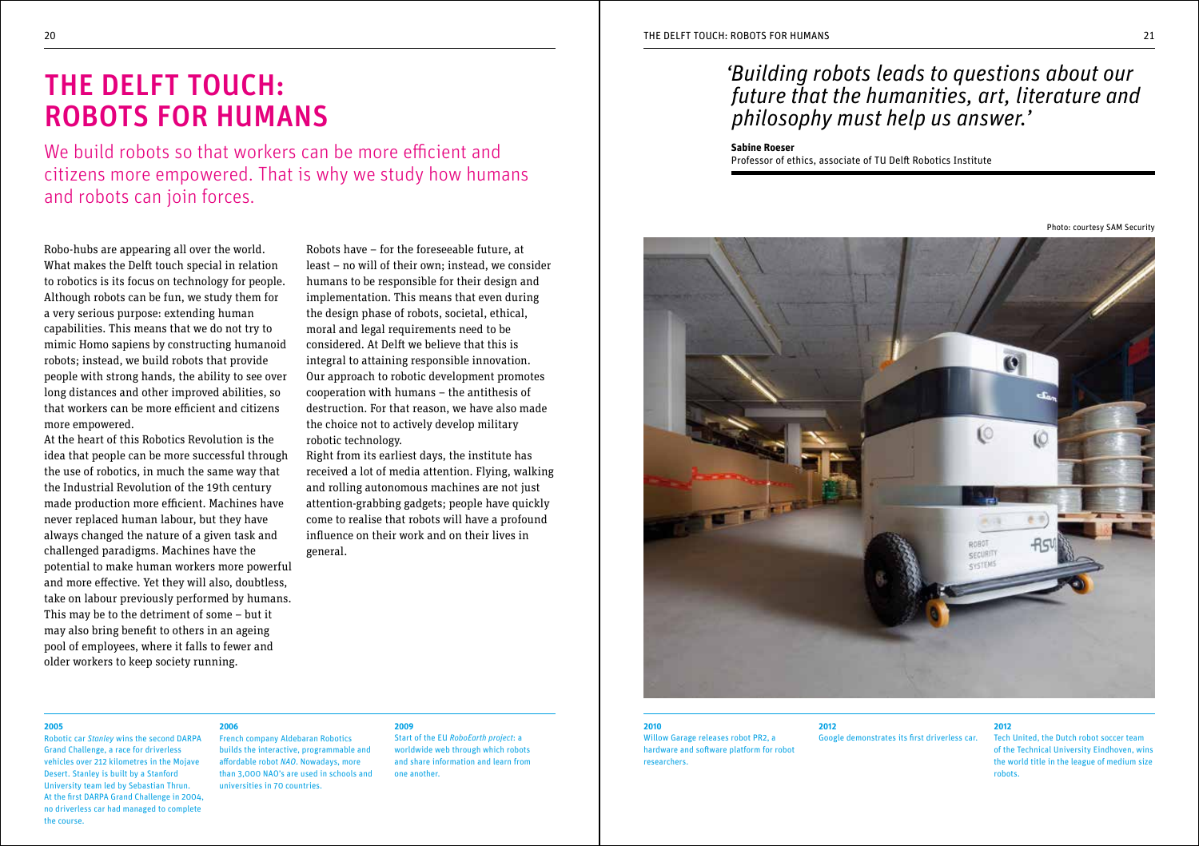# THE DELFT TOUCH: ROBOTS FOR HUMANS

We build robots so that workers can be more efficient and citizens more empowered. That is why we study how humans and robots can join forces.

Robo-hubs are appearing all over the world. What makes the Delft touch special in relation to robotics is its focus on technology for people. Although robots can be fun, we study them for a very serious purpose: extending human capabilities. This means that we do not try to mimic Homo sapiens by constructing humanoid robots; instead, we build robots that provide people with strong hands, the ability to see over long distances and other improved abilities, so that workers can be more efficient and citizens more empowered.

At the heart of this Robotics Revolution is the idea that people can be more successful through the use of robotics, in much the same way that the Industrial Revolution of the 19th century made production more efficient. Machines have never replaced human labour, but they have always changed the nature of a given task and challenged paradigms. Machines have the potential to make human workers more powerful and more effective. Yet they will also, doubtless, take on labour previously performed by humans. This may be to the detriment of some – but it may also bring benefit to others in an ageing pool of employees, where it falls to fewer and older workers to keep society running.

Robots have – for the foreseeable future, at least – no will of their own; instead, we consider humans to be responsible for their design and implementation. This means that even during the design phase of robots, societal, ethical, moral and legal requirements need to be considered. At Delft we believe that this is integral to attaining responsible innovation. Our approach to robotic development promotes cooperation with humans – the antithesis of destruction. For that reason, we have also made the choice not to actively develop military robotic technology.

Right from its earliest days, the institute has received a lot of media attention. Flying, walking and rolling autonomous machines are not just attention-grabbing gadgets; people have quickly come to realise that robots will have a profound influence on their work and on their lives in general.

*'Building robots leads to questions about our future that the humanities, art, literature and philosophy must help us answer.'*

**Sabine Roeser**
Professor of ethics, associate of TU Delft Robotics Institute

Photo: courtesy SAM Security

**2005**
Robotic car *Stanley* wins the second DARPA Grand Challenge, a race for driverless vehicles over 212 kilometres in the Mojave Desert. Stanley is built by a Stanford University team led by Sebastian Thrun. At the first DARPA Grand Challenge in 2004, no driverless car had managed to complete the course.

**2006**
French company Aldebaran Robotics builds the interactive, programmable and affordable robot *NAO*. Nowadays, more than 3,000 NAO's are used in schools and universities in 70 countries.

**2009**
Start of the EU *RoboEarth project*: a worldwide web through which robots and share information and learn from one another.

**2010**
Willow Garage releases robot PR2, a hardware and software platform for robot researchers.

**2012**
Google demonstrates its first driverless car.

**2012**
Tech United, the Dutch robot soccer team of the Technical University Eindhoven, wins the world title in the league of medium size robots.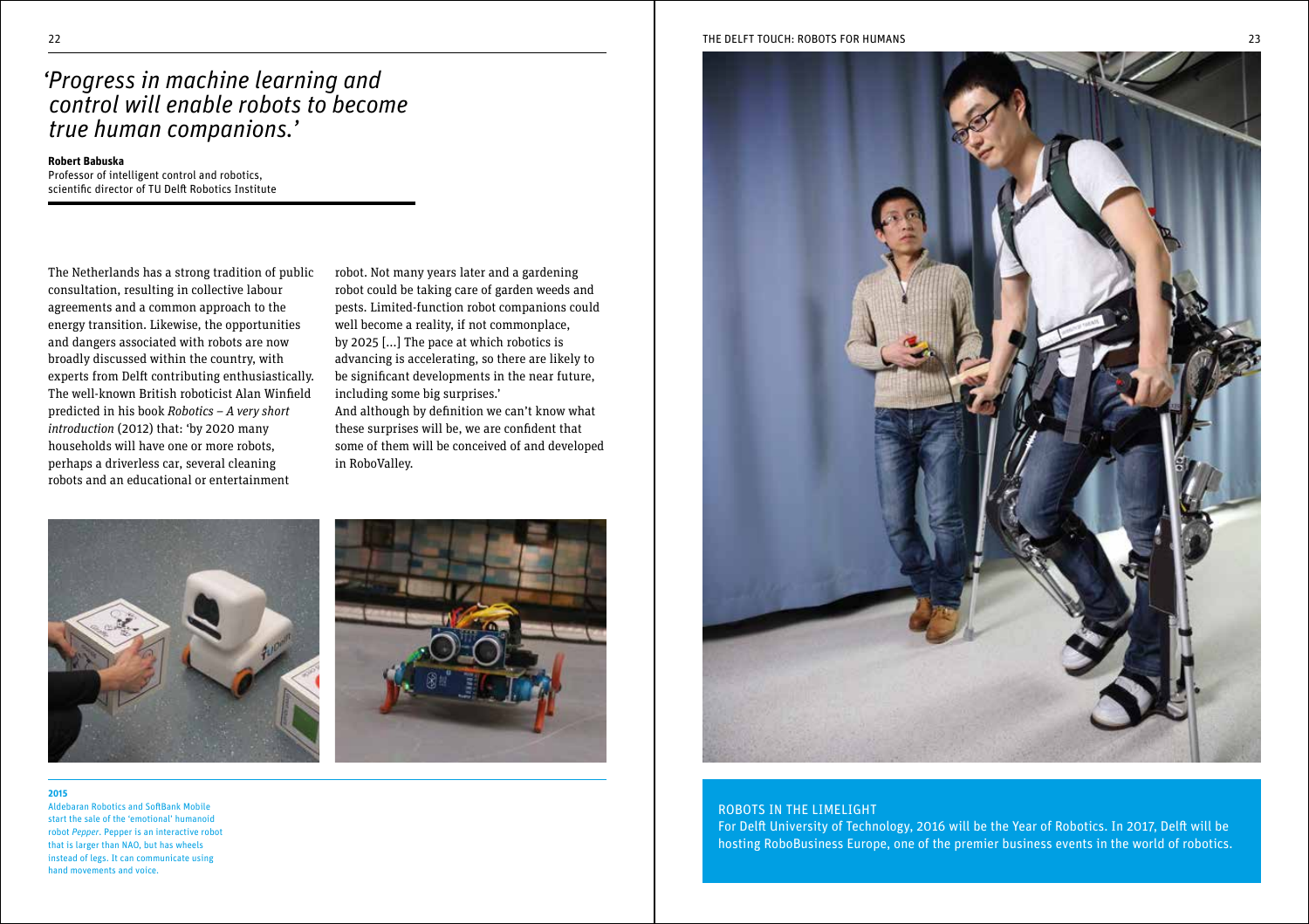*'Progress in machine learning and control will enable robots to become true human companions.'*

**Robert Babuska**
Professor of intelligent control and robotics, scientific director of TU Delft Robotics Institute

The Netherlands has a strong tradition of public consultation, resulting in collective labour agreements and a common approach to the energy transition. Likewise, the opportunities and dangers associated with robots are now broadly discussed within the country, with experts from Delft contributing enthusiastically. The well-known British roboticist Alan Winfield predicted in his book *Robotics – A very short introduction* (2012) that: 'by 2020 many households will have one or more robots, perhaps a driverless car, several cleaning robots and an educational or entertainment robot. Not many years later and a gardening robot could be taking care of garden weeds and pests. Limited-function robot companions could well become a reality, if not commonplace, by 2025 [...] The pace at which robotics is advancing is accelerating, so there are likely to be significant developments in the near future, including some big surprises.'
And although by definition we can't know what these surprises will be, we are confident that some of them will be conceived of and developed in RoboValley.

**2015**
Aldebaran Robotics and SoftBank Mobile start the sale of the 'emotional' humanoid robot *Pepper*. Pepper is an interactive robot that is larger than NAO, but has wheels instead of legs. It can communicate using hand movements and voice.

## ROBOTS IN THE LIMELIGHT

For Delft University of Technology, 2016 will be the Year of Robotics. In 2017, Delft will be hosting RoboBusiness Europe, one of the premier business events in the world of robotics.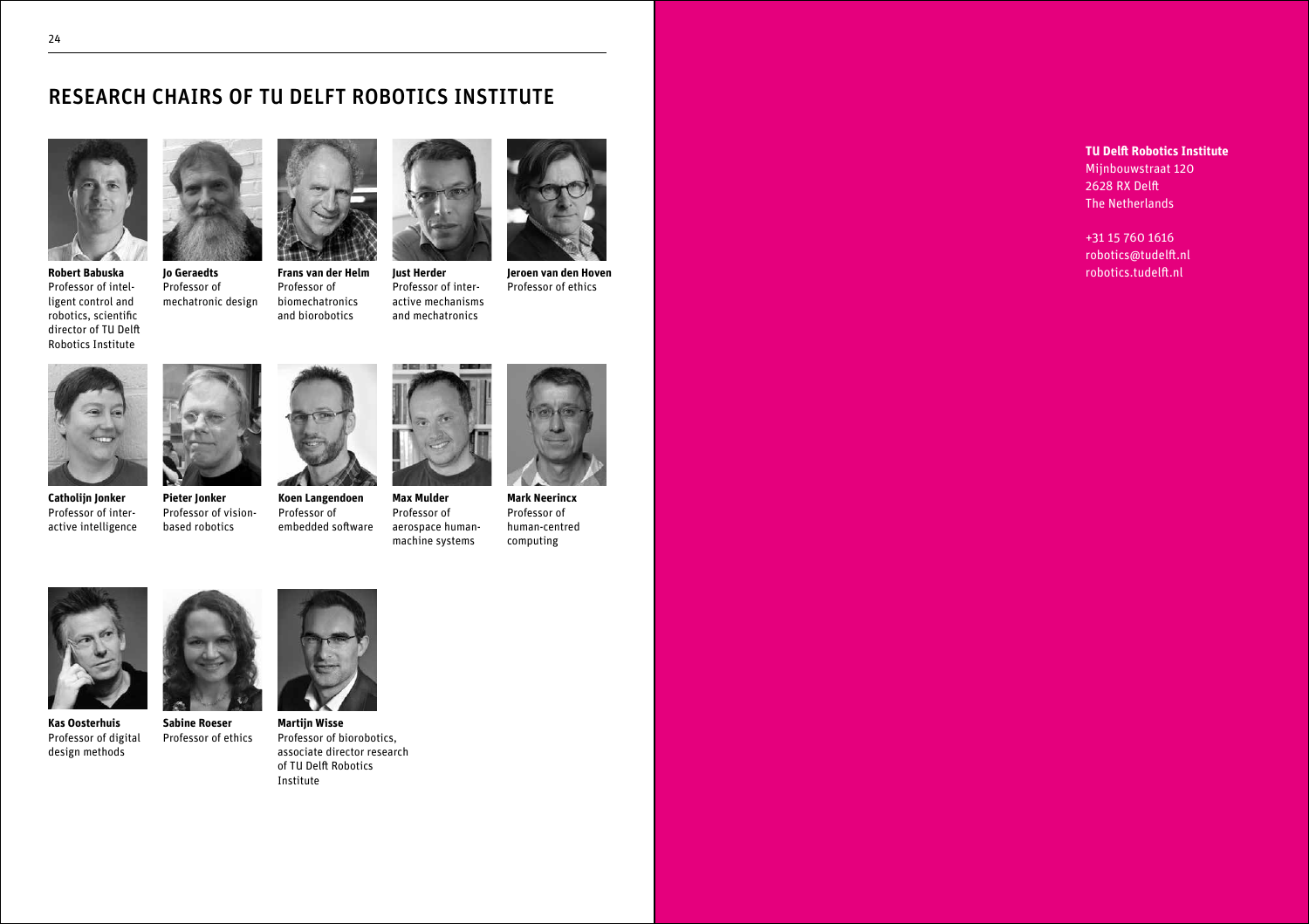# RESEARCH CHAIRS OF TU DELFT ROBOTICS INSTITUTE

**Robert Babuska**
Professor of intelligent control and robotics, scientific director of TU Delft Robotics Institute

**Jo Geraedts**
Professor of mechatronic design

**Frans van der Helm**
Professor of biomechatronics and biorobotics

**Just Herder**
Professor of interactive mechanisms and mechatronics

**Jeroen van den Hoven**
Professor of ethics

**Catholijn Jonker**
Professor of interactive intelligence

**Pieter Jonker**
Professor of vision-based robotics

**Koen Langendoen**
Professor of embedded software

**Max Mulder**
Professor of aerospace human-machine systems

**Mark Neerincx**
Professor of human-centred computing

**Kas Oosterhuis**
Professor of digital design methods

**Sabine Roeser**
Professor of ethics

**Martijn Wisse**
Professor of biorobotics, associate director research of TU Delft Robotics Institute

**TU Delft Robotics Institute**
Mijnbouwstraat 120
2628 RX Delft
The Netherlands

+31 15 760 1616
robotics@tudelft.nl
robotics.tudelft.nl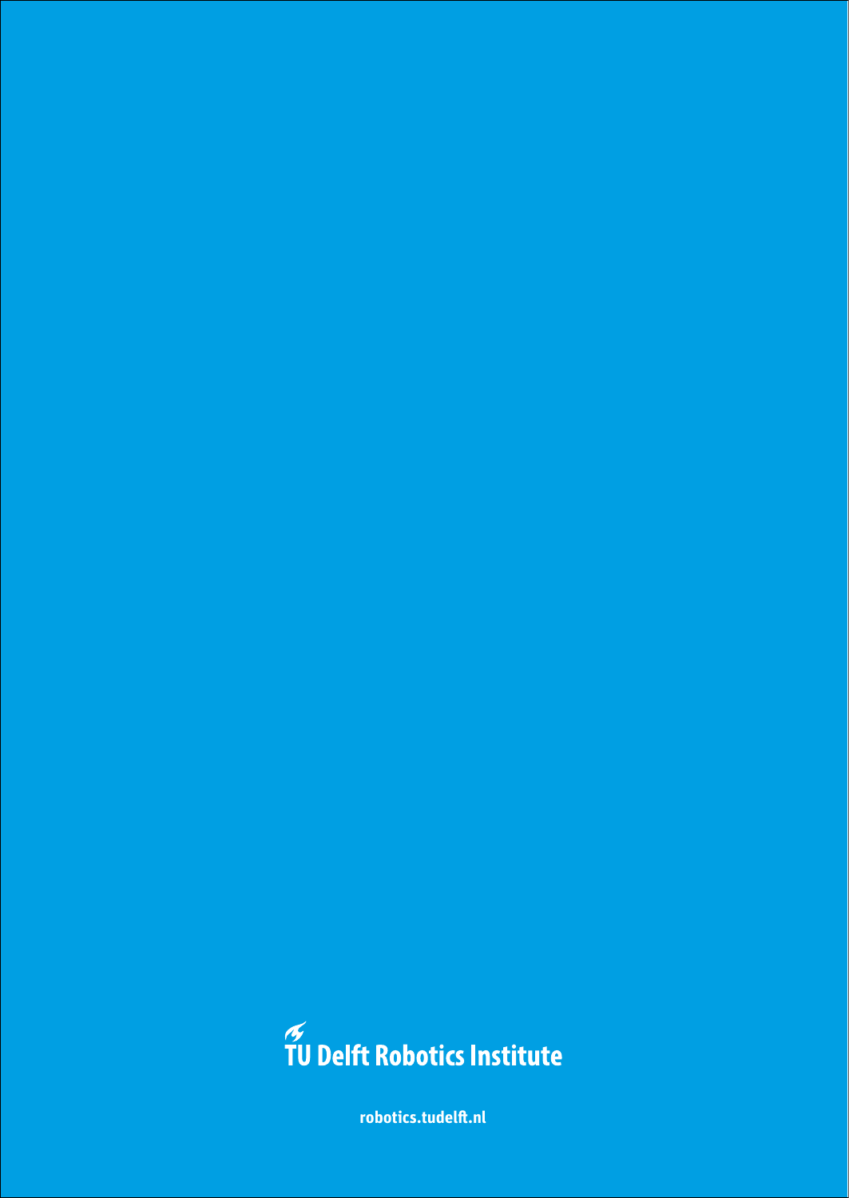TU Delft Robotics Institute

robotics.tudelft.nl